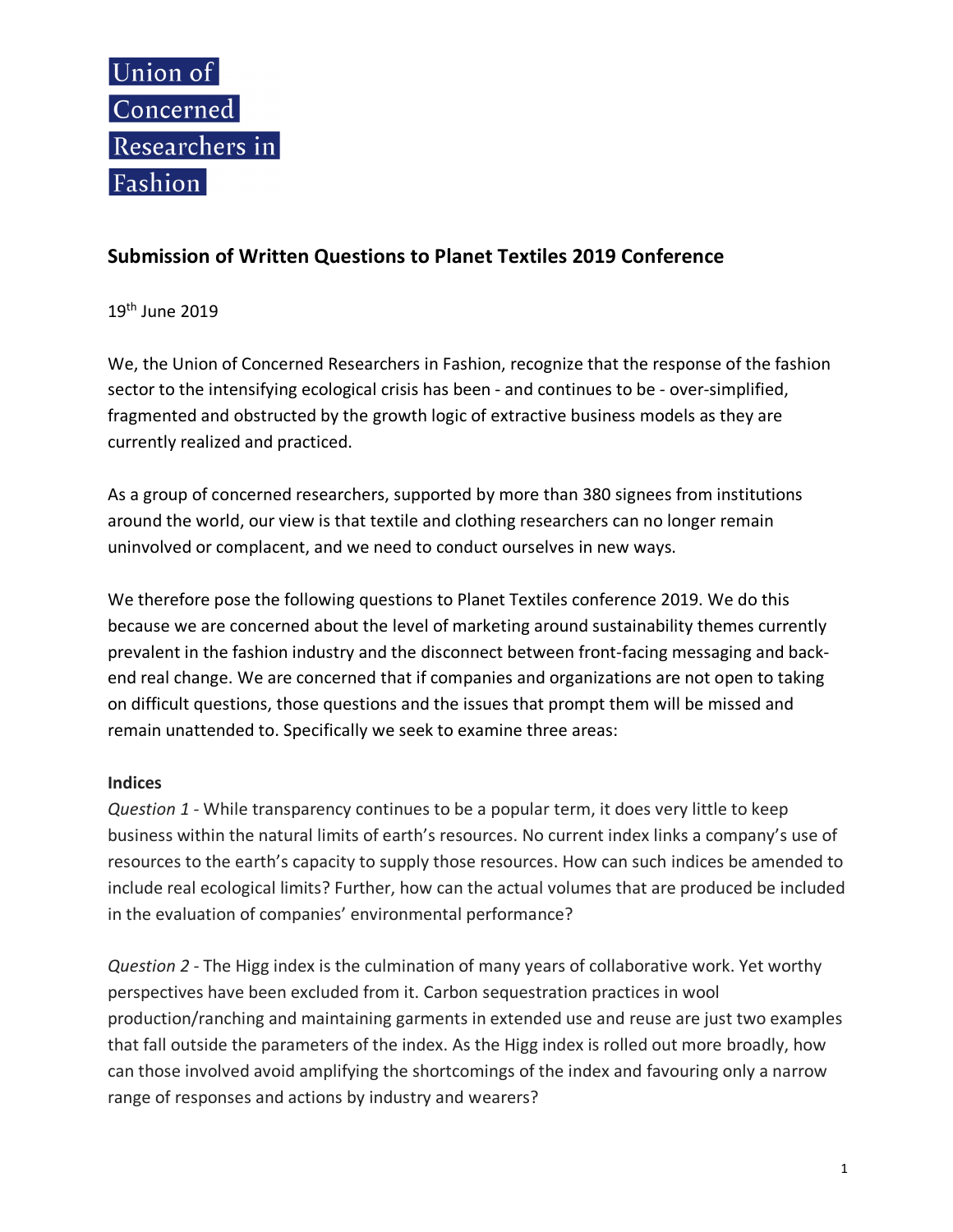Union of Concerned Researchers in Fashion

## Submission of Written Questions to Planet Textiles 2019 Conference

19th June 2019

We, the Union of Concerned Researchers in Fashion, recognize that the response of the fashion sector to the intensifying ecological crisis has been - and continues to be - over-simplified, fragmented and obstructed by the growth logic of extractive business models as they are currently realized and practiced.

As a group of concerned researchers, supported by more than 380 signees from institutions around the world, our view is that textile and clothing researchers can no longer remain uninvolved or complacent, and we need to conduct ourselves in new ways.

We therefore pose the following questions to Planet Textiles conference 2019. We do this because we are concerned about the level of marketing around sustainability themes currently prevalent in the fashion industry and the disconnect between front-facing messaging and back-end real change. We are concerned that if companies and organizations are not open to taking on difficult questions, those questions and the issues that prompt them will be missed and remain unattended to. Specifically we seek to examine three areas:

### Indices

*Question 1* - While transparency continues to be a popular term, it does very little to keep business within the natural limits of earth's resources. No current index links a company's use of resources to the earth's capacity to supply those resources. How can such indices be amended to include real ecological limits? Further, how can the actual volumes that are produced be included in the evaluation of companies' environmental performance?

*Question 2* - The Higg index is the culmination of many years of collaborative work. Yet worthy perspectives have been excluded from it. Carbon sequestration practices in wool production/ranching and maintaining garments in extended use and reuse are just two examples that fall outside the parameters of the index. As the Higg index is rolled out more broadly, how can those involved avoid amplifying the shortcomings of the index and favouring only a narrow range of responses and actions by industry and wearers?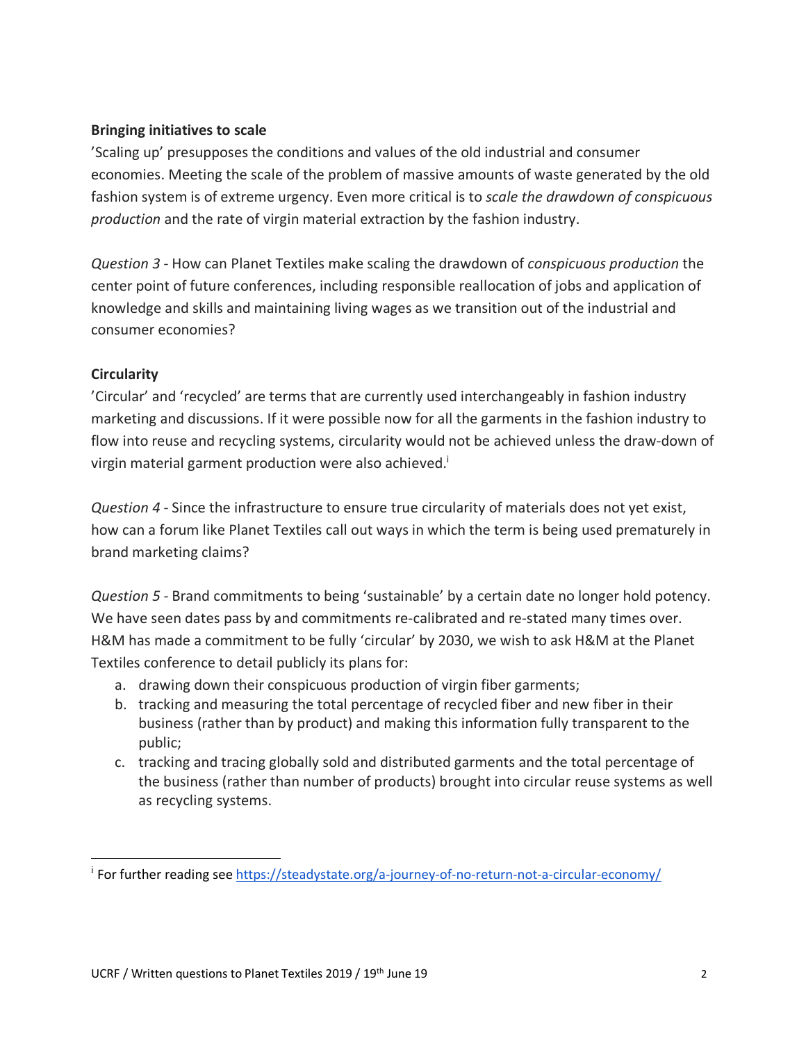**Bringing initiatives to scale**

'Scaling up' presupposes the conditions and values of the old industrial and consumer economies. Meeting the scale of the problem of massive amounts of waste generated by the old fashion system is of extreme urgency. Even more critical is to *scale the drawdown of conspicuous production* and the rate of virgin material extraction by the fashion industry.

*Question 3* - How can Planet Textiles make scaling the drawdown of *conspicuous production* the center point of future conferences, including responsible reallocation of jobs and application of knowledge and skills and maintaining living wages as we transition out of the industrial and consumer economies?

**Circularity**

'Circular' and 'recycled' are terms that are currently used interchangeably in fashion industry marketing and discussions. If it were possible now for all the garments in the fashion industry to flow into reuse and recycling systems, circularity would not be achieved unless the draw-down of virgin material garment production were also achieved.[i]

*Question 4* - Since the infrastructure to ensure true circularity of materials does not yet exist, how can a forum like Planet Textiles call out ways in which the term is being used prematurely in brand marketing claims?

*Question 5* - Brand commitments to being 'sustainable' by a certain date no longer hold potency. We have seen dates pass by and commitments re-calibrated and re-stated many times over. H&M has made a commitment to be fully 'circular' by 2030, we wish to ask H&M at the Planet Textiles conference to detail publicly its plans for:

a. drawing down their conspicuous production of virgin fiber garments;
b. tracking and measuring the total percentage of recycled fiber and new fiber in their business (rather than by product) and making this information fully transparent to the public;
c. tracking and tracing globally sold and distributed garments and the total percentage of the business (rather than number of products) brought into circular reuse systems as well as recycling systems.

---

[i] For further reading see https://steadystate.org/a-journey-of-no-return-not-a-circular-economy/